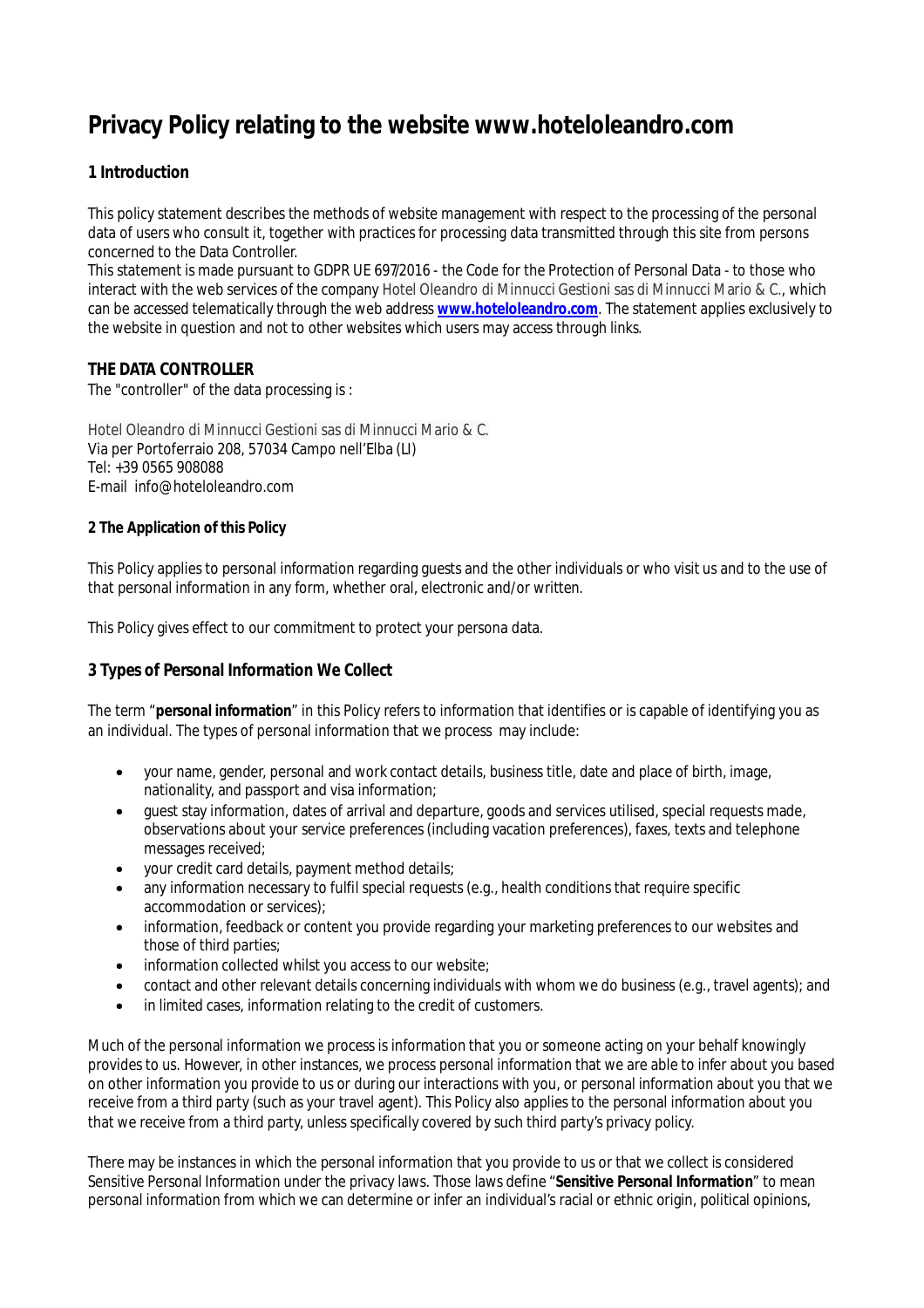# Privacy Policy relating to the website www.hoteloleandro.com

## 1 Introduction

This policy statement describes the methods of website management with respect to the processing of the personal data of users who consult it, together with practices for processing data transmitted through this site from persons concerned to the Data Controller.
This statement is made pursuant to GDPR UE 697/2016 - the Code for the Protection of Personal Data - to those who interact with the web services of the company Hotel Oleandro di Minnucci Gestioni sas di Minnucci Mario & C., which can be accessed telematically through the web address **www.hoteloleandro.com**. The statement applies exclusively to the website in question and not to other websites which users may access through links.

**THE DATA CONTROLLER**
The "controller" of the data processing is :

Hotel Oleandro di Minnucci Gestioni sas di Minnucci Mario & C.
Via per Portoferraio 208, 57034 Campo nell'Elba (LI)
Tel: +39 0565 908088
E-mail info@hoteloleandro.com

**2 The Application of this Policy**

This Policy applies to personal information regarding guests and the other individuals or who visit us and to the use of that personal information in any form, whether oral, electronic and/or written.

This Policy gives effect to our commitment to protect your persona data.

## 3 Types of Personal Information We Collect

The term "**personal information**" in this Policy refers to information that identifies or is capable of identifying you as an individual. The types of personal information that we process may include:

- your name, gender, personal and work contact details, business title, date and place of birth, image, nationality, and passport and visa information;
- guest stay information, dates of arrival and departure, goods and services utilised, special requests made, observations about your service preferences (including vacation preferences), faxes, texts and telephone messages received;
- your credit card details, payment method details;
- any information necessary to fulfil special requests (e.g., health conditions that require specific accommodation or services);
- information, feedback or content you provide regarding your marketing preferences to our websites and those of third parties;
- information collected whilst you access to our website;
- contact and other relevant details concerning individuals with whom we do business (e.g., travel agents); and
- in limited cases, information relating to the credit of customers.

Much of the personal information we process is information that you or someone acting on your behalf knowingly provides to us. However, in other instances, we process personal information that we are able to infer about you based on other information you provide to us or during our interactions with you, or personal information about you that we receive from a third party (such as your travel agent). This Policy also applies to the personal information about you that we receive from a third party, unless specifically covered by such third party's privacy policy.

There may be instances in which the personal information that you provide to us or that we collect is considered Sensitive Personal Information under the privacy laws. Those laws define "**Sensitive Personal Information**" to mean personal information from which we can determine or infer an individual's racial or ethnic origin, political opinions,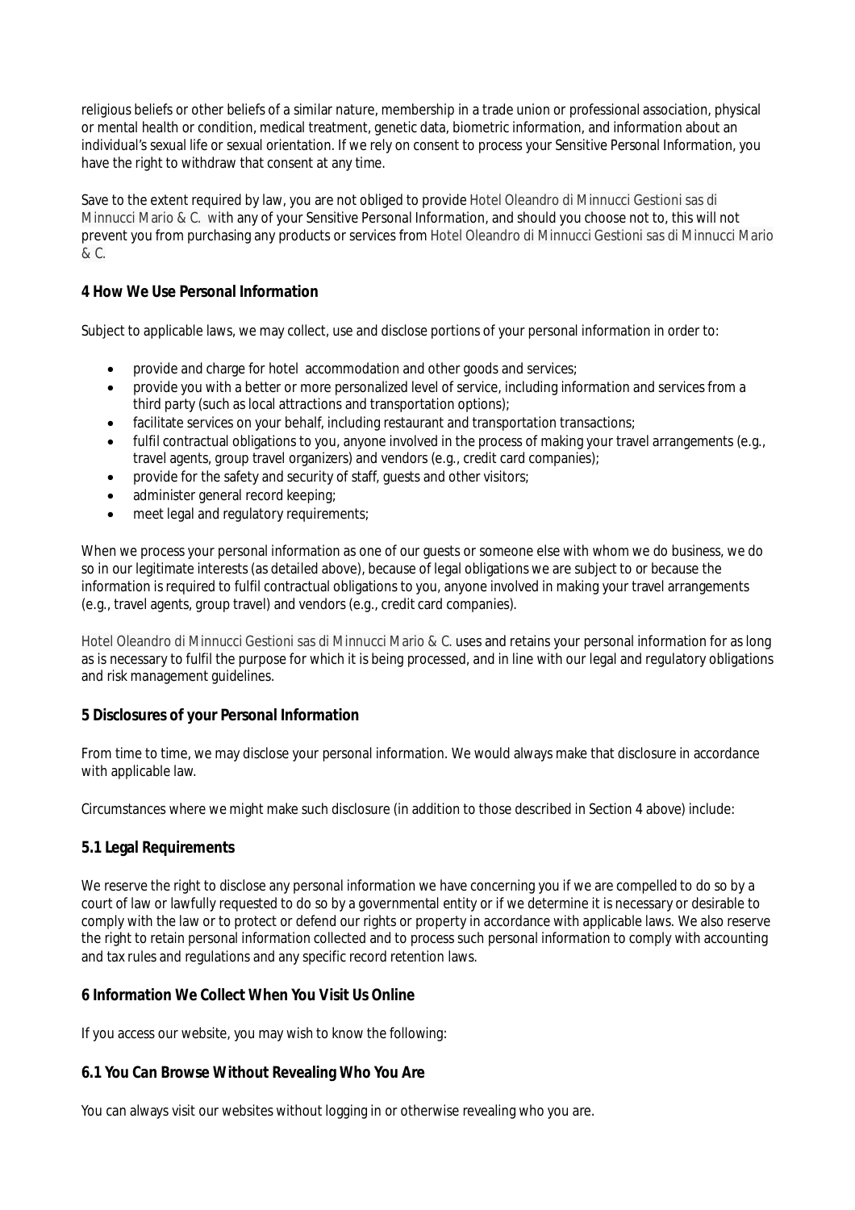religious beliefs or other beliefs of a similar nature, membership in a trade union or professional association, physical or mental health or condition, medical treatment, genetic data, biometric information, and information about an individual's sexual life or sexual orientation. If we rely on consent to process your Sensitive Personal Information, you have the right to withdraw that consent at any time.

Save to the extent required by law, you are not obliged to provide Hotel Oleandro di Minnucci Gestioni sas di Minnucci Mario & C. with any of your Sensitive Personal Information, and should you choose not to, this will not prevent you from purchasing any products or services from Hotel Oleandro di Minnucci Gestioni sas di Minnucci Mario & C.

**4 How We Use Personal Information**

Subject to applicable laws, we may collect, use and disclose portions of your personal information in order to:

- provide and charge for hotel accommodation and other goods and services;
- provide you with a better or more personalized level of service, including information and services from a third party (such as local attractions and transportation options);
- facilitate services on your behalf, including restaurant and transportation transactions;
- fulfil contractual obligations to you, anyone involved in the process of making your travel arrangements (e.g., travel agents, group travel organizers) and vendors (e.g., credit card companies);
- provide for the safety and security of staff, guests and other visitors;
- administer general record keeping;
- meet legal and regulatory requirements;

When we process your personal information as one of our guests or someone else with whom we do business, we do so in our legitimate interests (as detailed above), because of legal obligations we are subject to or because the information is required to fulfil contractual obligations to you, anyone involved in making your travel arrangements (e.g., travel agents, group travel) and vendors (e.g., credit card companies).

Hotel Oleandro di Minnucci Gestioni sas di Minnucci Mario & C. uses and retains your personal information for as long as is necessary to fulfil the purpose for which it is being processed, and in line with our legal and regulatory obligations and risk management guidelines.

**5 Disclosures of your Personal Information**

From time to time, we may disclose your personal information. We would always make that disclosure in accordance with applicable law.

Circumstances where we might make such disclosure (in addition to those described in Section 4 above) include:

**5.1 Legal Requirements**

We reserve the right to disclose any personal information we have concerning you if we are compelled to do so by a court of law or lawfully requested to do so by a governmental entity or if we determine it is necessary or desirable to comply with the law or to protect or defend our rights or property in accordance with applicable laws. We also reserve the right to retain personal information collected and to process such personal information to comply with accounting and tax rules and regulations and any specific record retention laws.

**6 Information We Collect When You Visit Us Online**

If you access our website, you may wish to know the following:

**6.1 You Can Browse Without Revealing Who You Are**

You can always visit our websites without logging in or otherwise revealing who you are.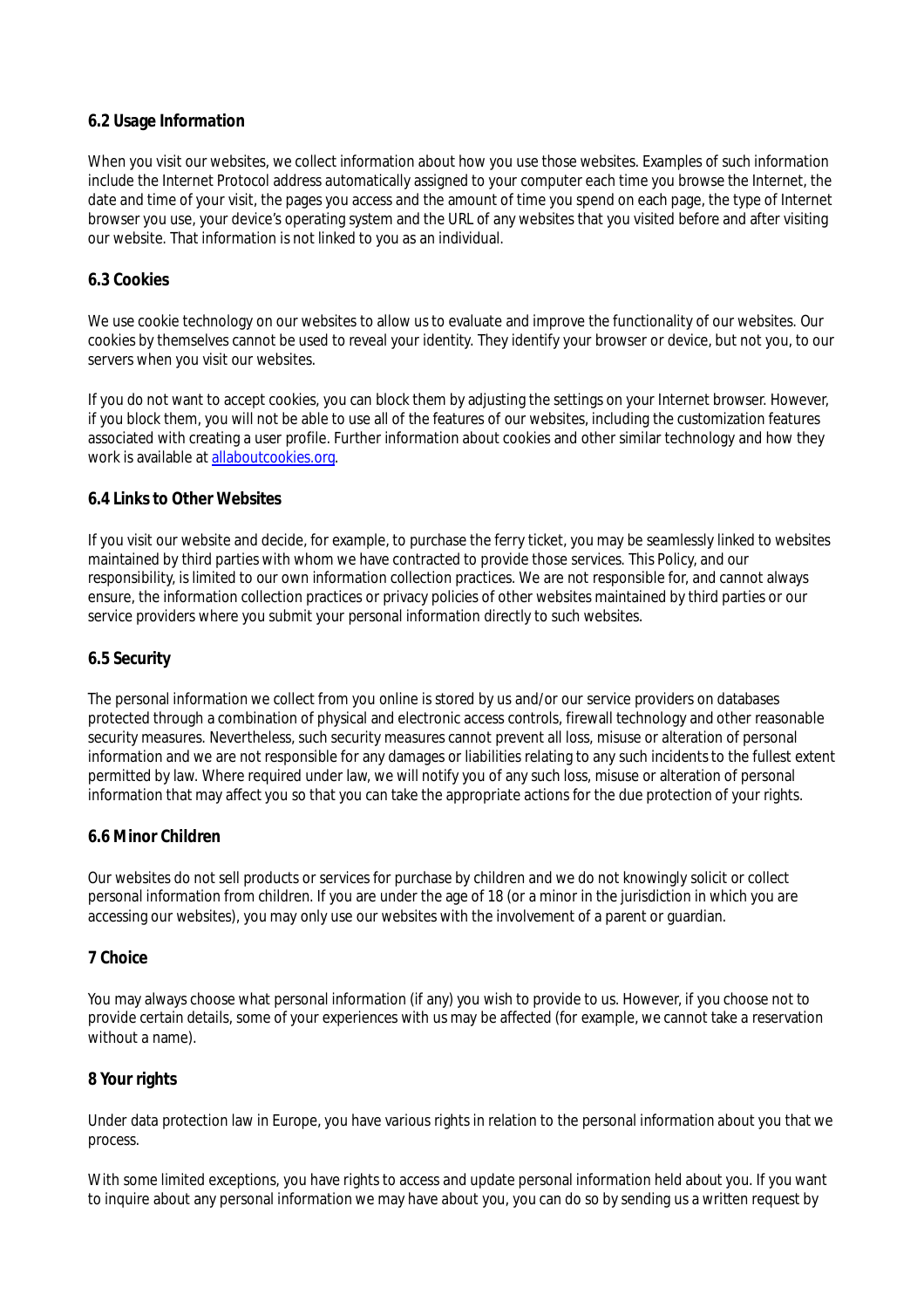### 6.2 Usage Information

When you visit our websites, we collect information about how you use those websites. Examples of such information include the Internet Protocol address automatically assigned to your computer each time you browse the Internet, the date and time of your visit, the pages you access and the amount of time you spend on each page, the type of Internet browser you use, your device's operating system and the URL of any websites that you visited before and after visiting our website. That information is not linked to you as an individual.

### 6.3 Cookies

We use cookie technology on our websites to allow us to evaluate and improve the functionality of our websites. Our cookies by themselves cannot be used to reveal your identity. They identify your browser or device, but not you, to our servers when you visit our websites.

If you do not want to accept cookies, you can block them by adjusting the settings on your Internet browser. However, if you block them, you will not be able to use all of the features of our websites, including the customization features associated with creating a user profile. Further information about cookies and other similar technology and how they work is available at [allaboutcookies.org](allaboutcookies.org).

### 6.4 Links to Other Websites

If you visit our website and decide, for example, to purchase the ferry ticket, you may be seamlessly linked to websites maintained by third parties with whom we have contracted to provide those services. This Policy, and our responsibility, is limited to our own information collection practices. We are not responsible for, and cannot always ensure, the information collection practices or privacy policies of other websites maintained by third parties or our service providers where you submit your personal information directly to such websites.

### 6.5 Security

The personal information we collect from you online is stored by us and/or our service providers on databases protected through a combination of physical and electronic access controls, firewall technology and other reasonable security measures. Nevertheless, such security measures cannot prevent all loss, misuse or alteration of personal information and we are not responsible for any damages or liabilities relating to any such incidents to the fullest extent permitted by law. Where required under law, we will notify you of any such loss, misuse or alteration of personal information that may affect you so that you can take the appropriate actions for the due protection of your rights.

### 6.6 Minor Children

Our websites do not sell products or services for purchase by children and we do not knowingly solicit or collect personal information from children. If you are under the age of 18 (or a minor in the jurisdiction in which you are accessing our websites), you may only use our websites with the involvement of a parent or guardian.

## 7 Choice

You may always choose what personal information (if any) you wish to provide to us. However, if you choose not to provide certain details, some of your experiences with us may be affected (for example, we cannot take a reservation without a name).

## 8 Your rights

Under data protection law in Europe, you have various rights in relation to the personal information about you that we process.

With some limited exceptions, you have rights to access and update personal information held about you. If you want to inquire about any personal information we may have about you, you can do so by sending us a written request by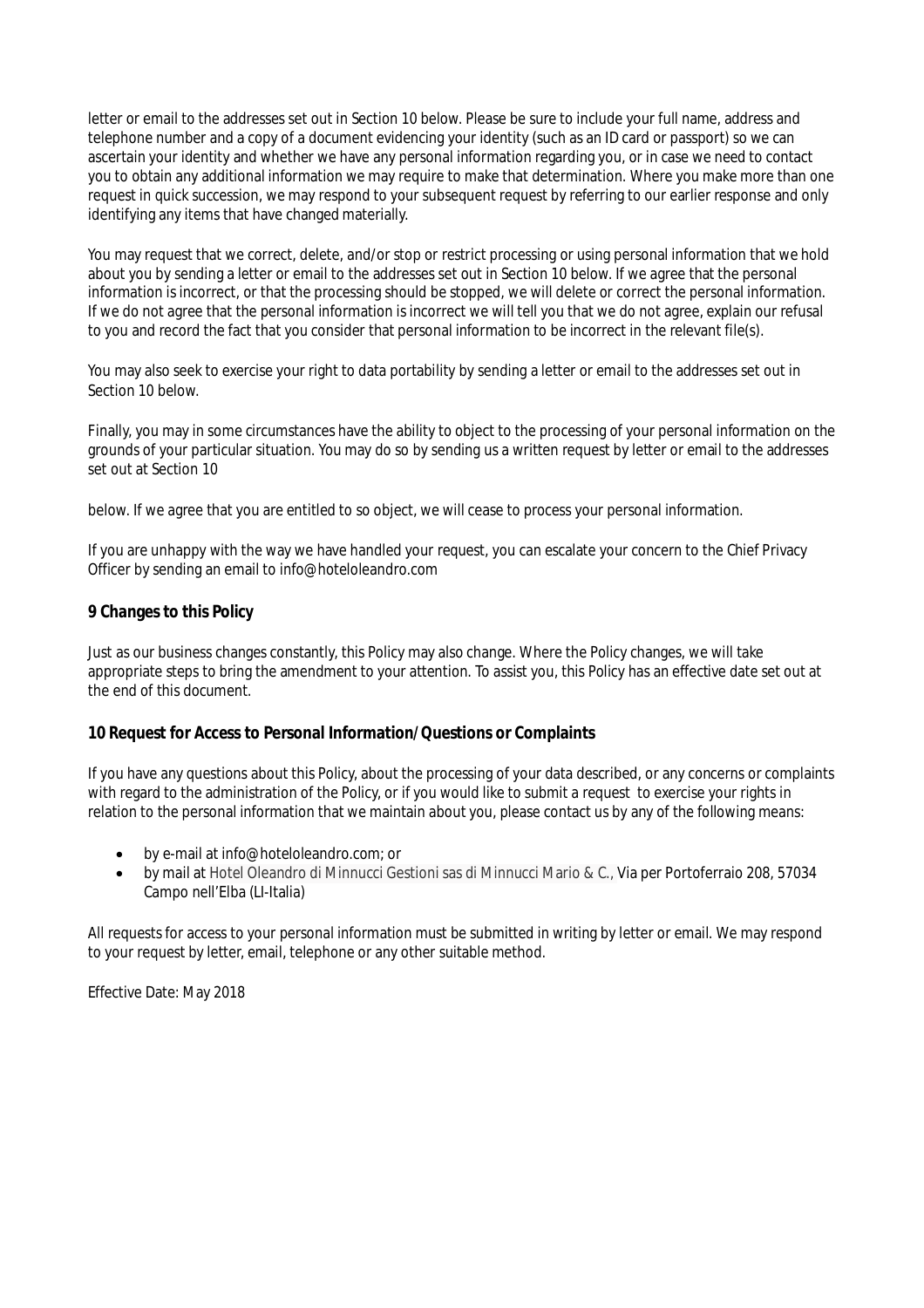letter or email to the addresses set out in Section 10 below. Please be sure to include your full name, address and telephone number and a copy of a document evidencing your identity (such as an ID card or passport) so we can ascertain your identity and whether we have any personal information regarding you, or in case we need to contact you to obtain any additional information we may require to make that determination. Where you make more than one request in quick succession, we may respond to your subsequent request by referring to our earlier response and only identifying any items that have changed materially.

You may request that we correct, delete, and/or stop or restrict processing or using personal information that we hold about you by sending a letter or email to the addresses set out in Section 10 below. If we agree that the personal information is incorrect, or that the processing should be stopped, we will delete or correct the personal information. If we do not agree that the personal information is incorrect we will tell you that we do not agree, explain our refusal to you and record the fact that you consider that personal information to be incorrect in the relevant file(s).

You may also seek to exercise your right to data portability by sending a letter or email to the addresses set out in Section 10 below.

Finally, you may in some circumstances have the ability to object to the processing of your personal information on the grounds of your particular situation. You may do so by sending us a written request by letter or email to the addresses set out at Section 10

below. If we agree that you are entitled to so object, we will cease to process your personal information.

If you are unhappy with the way we have handled your request, you can escalate your concern to the Chief Privacy Officer by sending an email to info@hoteloleandro.com

## 9 Changes to this Policy

Just as our business changes constantly, this Policy may also change. Where the Policy changes, we will take appropriate steps to bring the amendment to your attention. To assist you, this Policy has an effective date set out at the end of this document.

## 10 Request for Access to Personal Information/Questions or Complaints

If you have any questions about this Policy, about the processing of your data described, or any concerns or complaints with regard to the administration of the Policy, or if you would like to submit a request to exercise your rights in relation to the personal information that we maintain about you, please contact us by any of the following means:

- by e-mail at info@hoteloleandro.com; or
- by mail at Hotel Oleandro di Minnucci Gestioni sas di Minnucci Mario & C., Via per Portoferraio 208, 57034 Campo nell'Elba (LI-Italia)

All requests for access to your personal information must be submitted in writing by letter or email. We may respond to your request by letter, email, telephone or any other suitable method.

Effective Date: May 2018